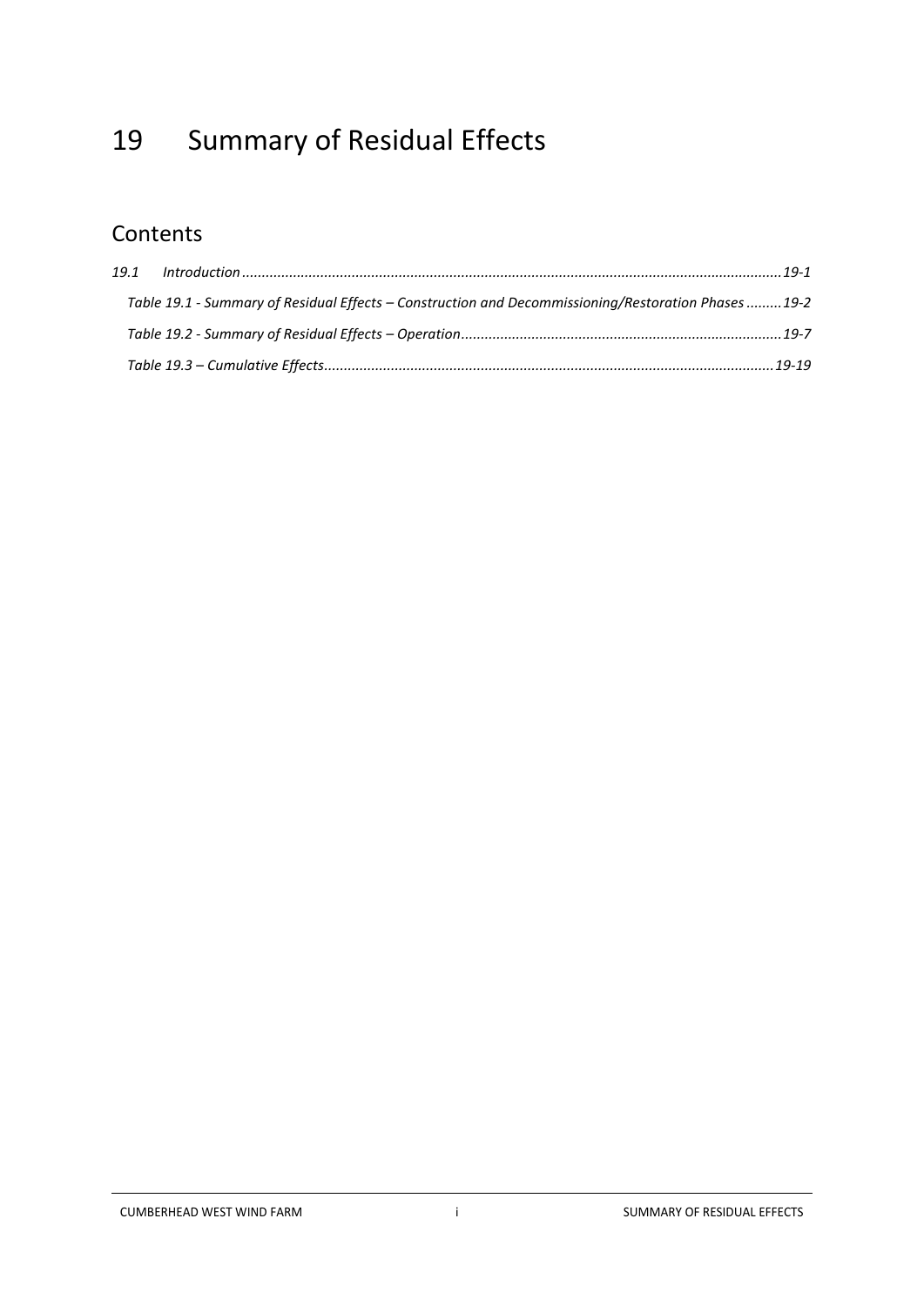# 19 Summary of Residual Effects

## Contents

*19.1 Introduction ........................................................................................................................ 19-1*

*Table 19.1 - Summary of Residual Effects – Construction and Decommissioning/Restoration Phases ......... 19-2*

*Table 19.2 - Summary of Residual Effects – Operation ................................................................................. 19-7*

*Table 19.3 – Cumulative Effects .................................................................................................................. 19-19*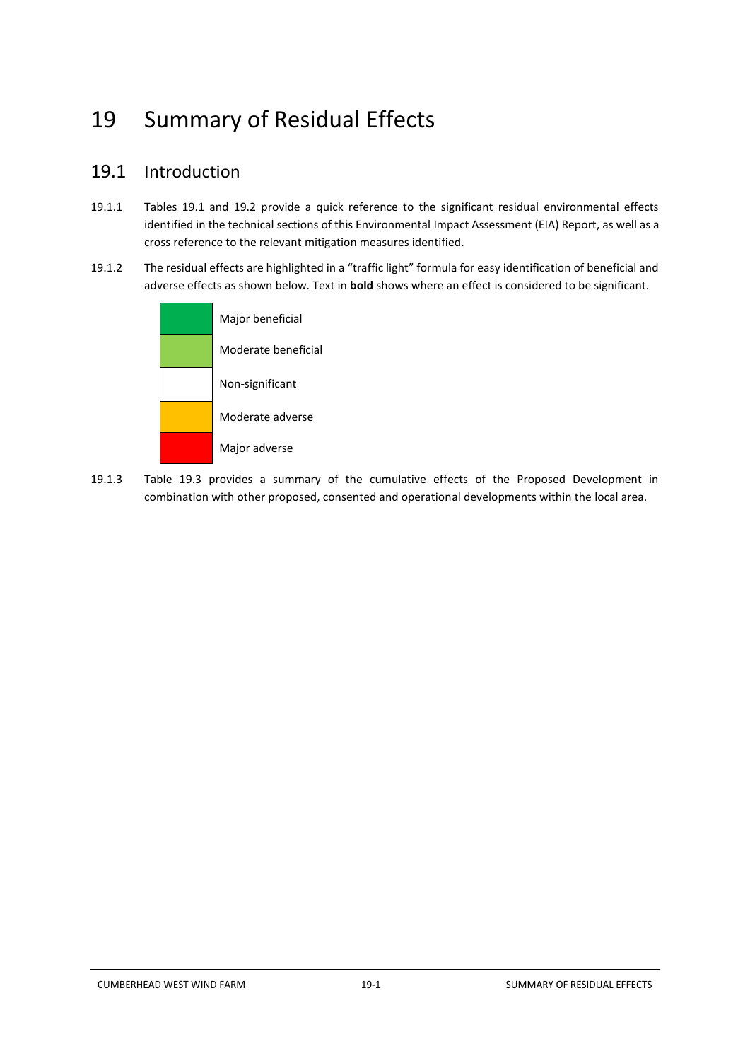# 19 Summary of Residual Effects

## 19.1 Introduction

19.1.1 Tables 19.1 and 19.2 provide a quick reference to the significant residual environmental effects identified in the technical sections of this Environmental Impact Assessment (EIA) Report, as well as a cross reference to the relevant mitigation measures identified.

19.1.2 The residual effects are highlighted in a "traffic light" formula for easy identification of beneficial and adverse effects as shown below. Text in **bold** shows where an effect is considered to be significant.

| Colour | Effect |
| --- | --- |
| Dark green | Major beneficial |
| Light green | Moderate beneficial |
| White | Non-significant |
| Orange | Moderate adverse |
| Red | Major adverse |

19.1.3 Table 19.3 provides a summary of the cumulative effects of the Proposed Development in combination with other proposed, consented and operational developments within the local area.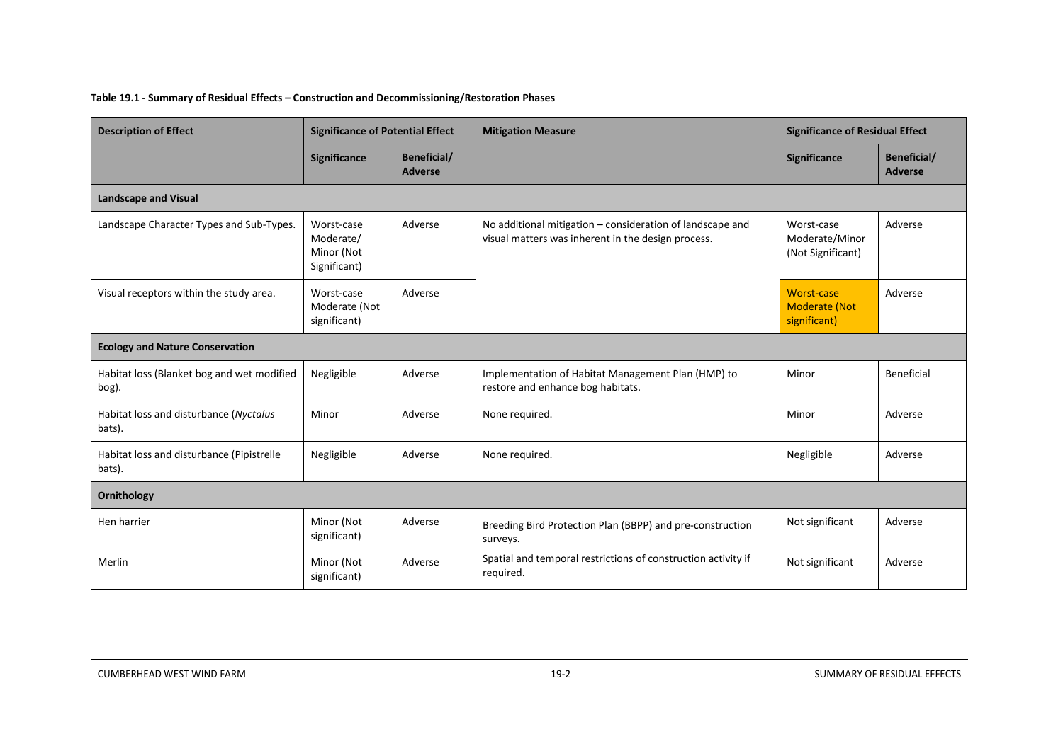**Table 19.1 - Summary of Residual Effects – Construction and Decommissioning/Restoration Phases**

| Description of Effect | Significance of Potential Effect | | Mitigation Measure | Significance of Residual Effect | |
|---|---|---|---|---|---|
| | Significance | Beneficial/ Adverse | | Significance | Beneficial/ Adverse |
| **Landscape and Visual** | | | | | |
| Landscape Character Types and Sub-Types. | Worst-case Moderate/ Minor (Not Significant) | Adverse | No additional mitigation – consideration of landscape and visual matters was inherent in the design process. | Worst-case Moderate/Minor (Not Significant) | Adverse |
| Visual receptors within the study area. | Worst-case Moderate (Not significant) | Adverse | | Worst-case Moderate (Not significant) | Adverse |
| **Ecology and Nature Conservation** | | | | | |
| Habitat loss (Blanket bog and wet modified bog). | Negligible | Adverse | Implementation of Habitat Management Plan (HMP) to restore and enhance bog habitats. | Minor | Beneficial |
| Habitat loss and disturbance (*Nyctalus* bats). | Minor | Adverse | None required. | Minor | Adverse |
| Habitat loss and disturbance (Pipistrelle bats). | Negligible | Adverse | None required. | Negligible | Adverse |
| **Ornithology** | | | | | |
| Hen harrier | Minor (Not significant) | Adverse | Breeding Bird Protection Plan (BBPP) and pre-construction surveys. | Not significant | Adverse |
| Merlin | Minor (Not significant) | Adverse | Spatial and temporal restrictions of construction activity if required. | Not significant | Adverse |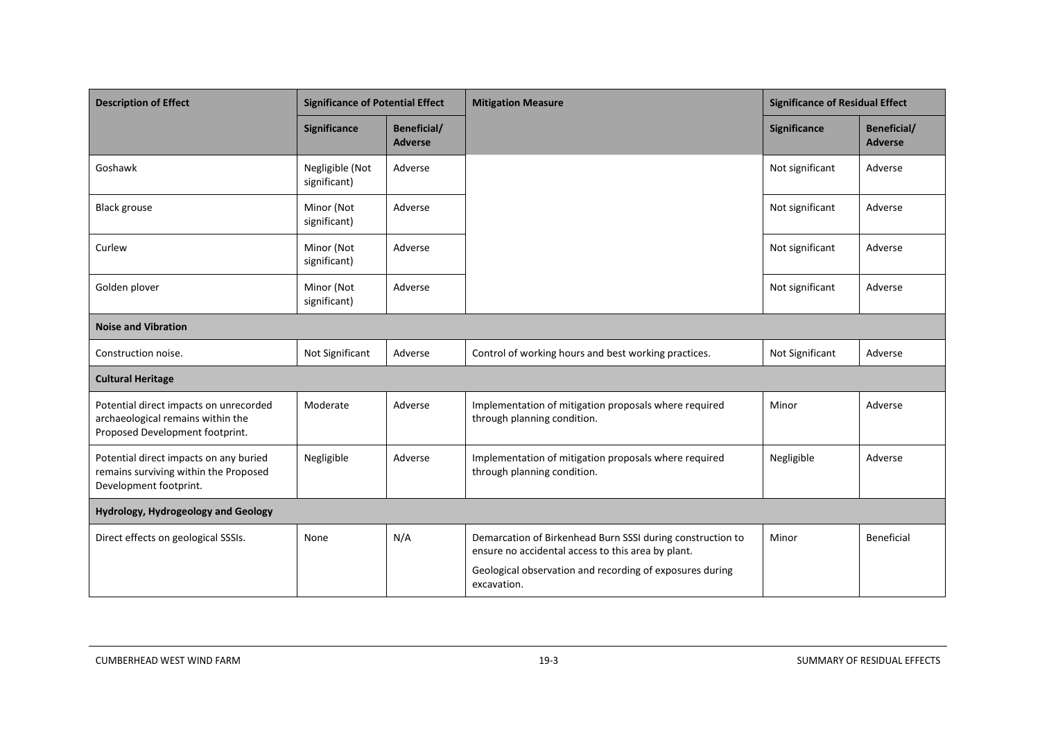| Description of Effect | Significance of Potential Effect | | Mitigation Measure | Significance of Residual Effect | |
|---|---|---|---|---|---|
| | Significance | Beneficial/ Adverse | | Significance | Beneficial/ Adverse |
| Goshawk | Negligible (Not significant) | Adverse | | Not significant | Adverse |
| Black grouse | Minor (Not significant) | Adverse | | Not significant | Adverse |
| Curlew | Minor (Not significant) | Adverse | | Not significant | Adverse |
| Golden plover | Minor (Not significant) | Adverse | | Not significant | Adverse |
| **Noise and Vibration** | | | | | |
| Construction noise. | Not Significant | Adverse | Control of working hours and best working practices. | Not Significant | Adverse |
| **Cultural Heritage** | | | | | |
| Potential direct impacts on unrecorded archaeological remains within the Proposed Development footprint. | Moderate | Adverse | Implementation of mitigation proposals where required through planning condition. | Minor | Adverse |
| Potential direct impacts on any buried remains surviving within the Proposed Development footprint. | Negligible | Adverse | Implementation of mitigation proposals where required through planning condition. | Negligible | Adverse |
| **Hydrology, Hydrogeology and Geology** | | | | | |
| Direct effects on geological SSSIs. | None | N/A | Demarcation of Birkenhead Burn SSSI during construction to ensure no accidental access to this area by plant. Geological observation and recording of exposures during excavation. | Minor | Beneficial |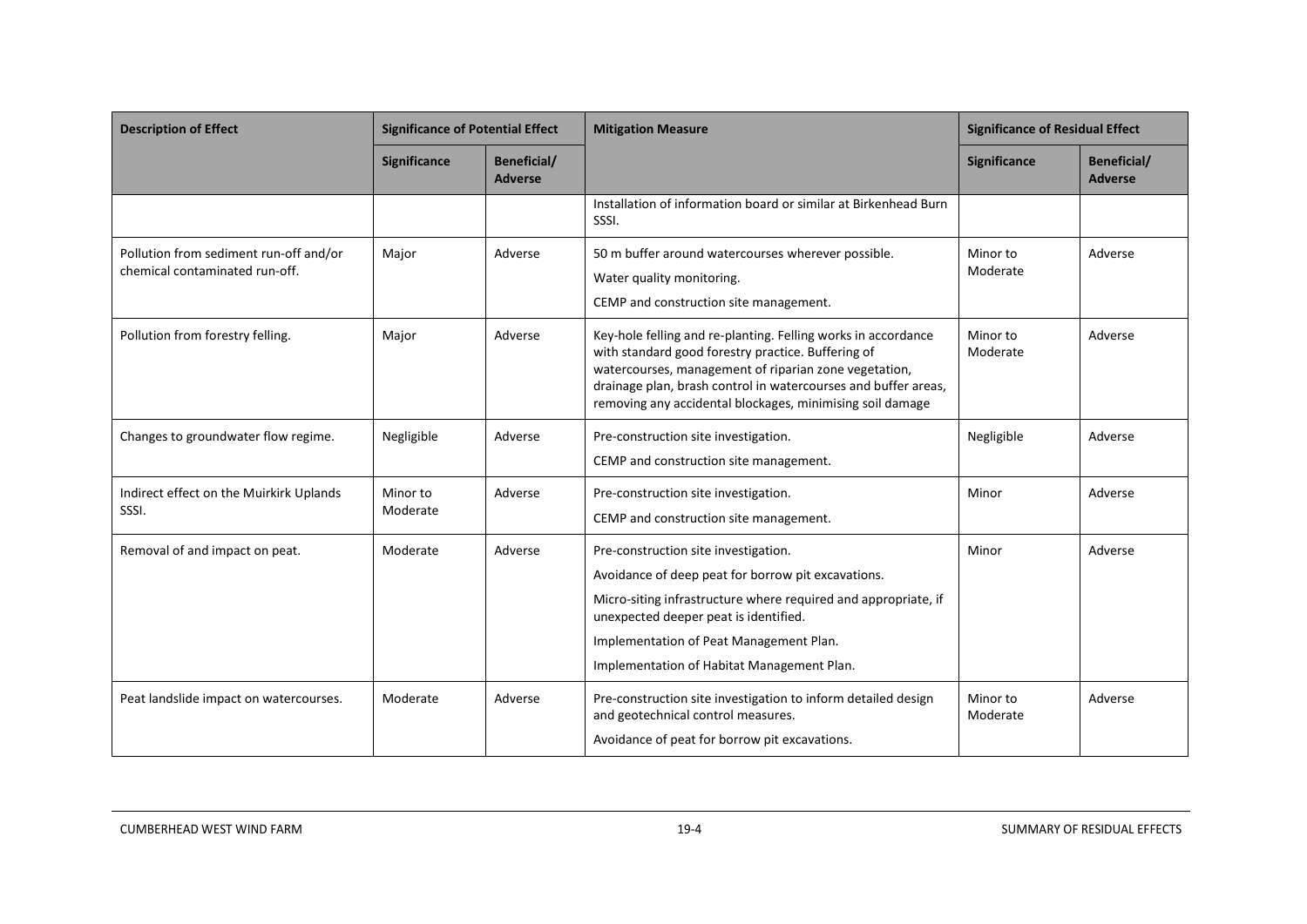| Description of Effect | Significance of Potential Effect | | Mitigation Measure | Significance of Residual Effect | |
|---|---|---|---|---|---|
| | Significance | Beneficial/ Adverse | | Significance | Beneficial/ Adverse |
| | | | Installation of information board or similar at Birkenhead Burn SSSI. | | |
| Pollution from sediment run-off and/or chemical contaminated run-off. | Major | Adverse | 50 m buffer around watercourses wherever possible.<br>Water quality monitoring.<br>CEMP and construction site management. | Minor to Moderate | Adverse |
| Pollution from forestry felling. | Major | Adverse | Key-hole felling and re-planting. Felling works in accordance with standard good forestry practice. Buffering of watercourses, management of riparian zone vegetation, drainage plan, brash control in watercourses and buffer areas, removing any accidental blockages, minimising soil damage | Minor to Moderate | Adverse |
| Changes to groundwater flow regime. | Negligible | Adverse | Pre-construction site investigation.<br>CEMP and construction site management. | Negligible | Adverse |
| Indirect effect on the Muirkirk Uplands SSSI. | Minor to Moderate | Adverse | Pre-construction site investigation.<br>CEMP and construction site management. | Minor | Adverse |
| Removal of and impact on peat. | Moderate | Adverse | Pre-construction site investigation.<br>Avoidance of deep peat for borrow pit excavations.<br>Micro-siting infrastructure where required and appropriate, if unexpected deeper peat is identified.<br>Implementation of Peat Management Plan.<br>Implementation of Habitat Management Plan. | Minor | Adverse |
| Peat landslide impact on watercourses. | Moderate | Adverse | Pre-construction site investigation to inform detailed design and geotechnical control measures.<br>Avoidance of peat for borrow pit excavations. | Minor to Moderate | Adverse |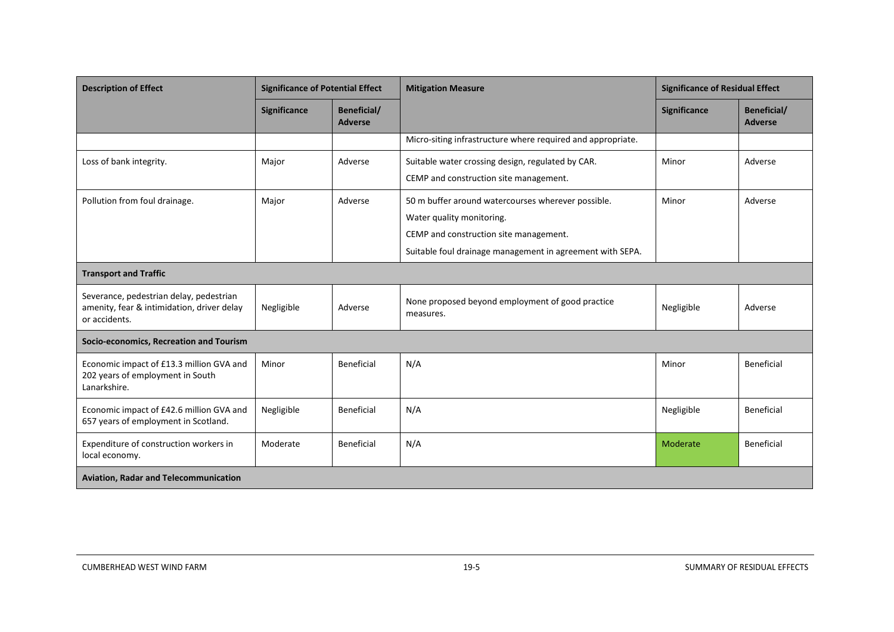| Description of Effect | Significance of Potential Effect | | Mitigation Measure | Significance of Residual Effect | |
|---|---|---|---|---|---|
| | Significance | Beneficial/ Adverse | | Significance | Beneficial/ Adverse |
| | | | Micro-siting infrastructure where required and appropriate. | | |
| Loss of bank integrity. | Major | Adverse | Suitable water crossing design, regulated by CAR.<br>CEMP and construction site management. | Minor | Adverse |
| Pollution from foul drainage. | Major | Adverse | 50 m buffer around watercourses wherever possible.<br>Water quality monitoring.<br>CEMP and construction site management.<br>Suitable foul drainage management in agreement with SEPA. | Minor | Adverse |
| **Transport and Traffic** | | | | | |
| Severance, pedestrian delay, pedestrian amenity, fear & intimidation, driver delay or accidents. | Negligible | Adverse | None proposed beyond employment of good practice measures. | Negligible | Adverse |
| **Socio-economics, Recreation and Tourism** | | | | | |
| Economic impact of £13.3 million GVA and 202 years of employment in South Lanarkshire. | Minor | Beneficial | N/A | Minor | Beneficial |
| Economic impact of £42.6 million GVA and 657 years of employment in Scotland. | Negligible | Beneficial | N/A | Negligible | Beneficial |
| Expenditure of construction workers in local economy. | Moderate | Beneficial | N/A | Moderate | Beneficial |
| **Aviation, Radar and Telecommunication** | | | | | |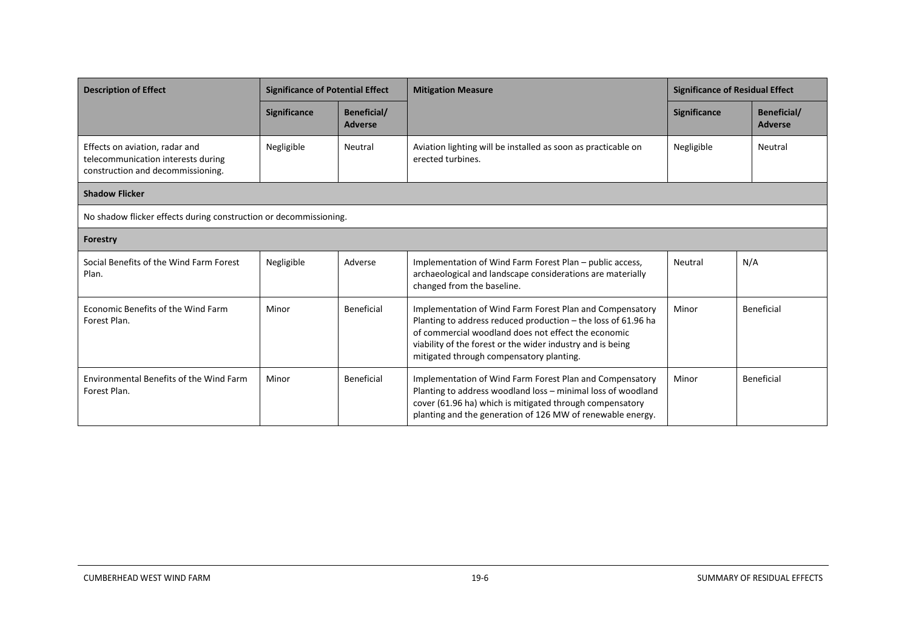| Description of Effect | Significance of Potential Effect | | Mitigation Measure | Significance of Residual Effect | |
|---|---|---|---|---|---|
| | Significance | Beneficial/ Adverse | | Significance | Beneficial/ Adverse |
| Effects on aviation, radar and telecommunication interests during construction and decommissioning. | Negligible | Neutral | Aviation lighting will be installed as soon as practicable on erected turbines. | Negligible | Neutral |
| **Shadow Flicker** | | | | | |
| No shadow flicker effects during construction or decommissioning. | | | | | |
| **Forestry** | | | | | |
| Social Benefits of the Wind Farm Forest Plan. | Negligible | Adverse | Implementation of Wind Farm Forest Plan – public access, archaeological and landscape considerations are materially changed from the baseline. | Neutral | N/A |
| Economic Benefits of the Wind Farm Forest Plan. | Minor | Beneficial | Implementation of Wind Farm Forest Plan and Compensatory Planting to address reduced production – the loss of 61.96 ha of commercial woodland does not effect the economic viability of the forest or the wider industry and is being mitigated through compensatory planting. | Minor | Beneficial |
| Environmental Benefits of the Wind Farm Forest Plan. | Minor | Beneficial | Implementation of Wind Farm Forest Plan and Compensatory Planting to address woodland loss – minimal loss of woodland cover (61.96 ha) which is mitigated through compensatory planting and the generation of 126 MW of renewable energy. | Minor | Beneficial |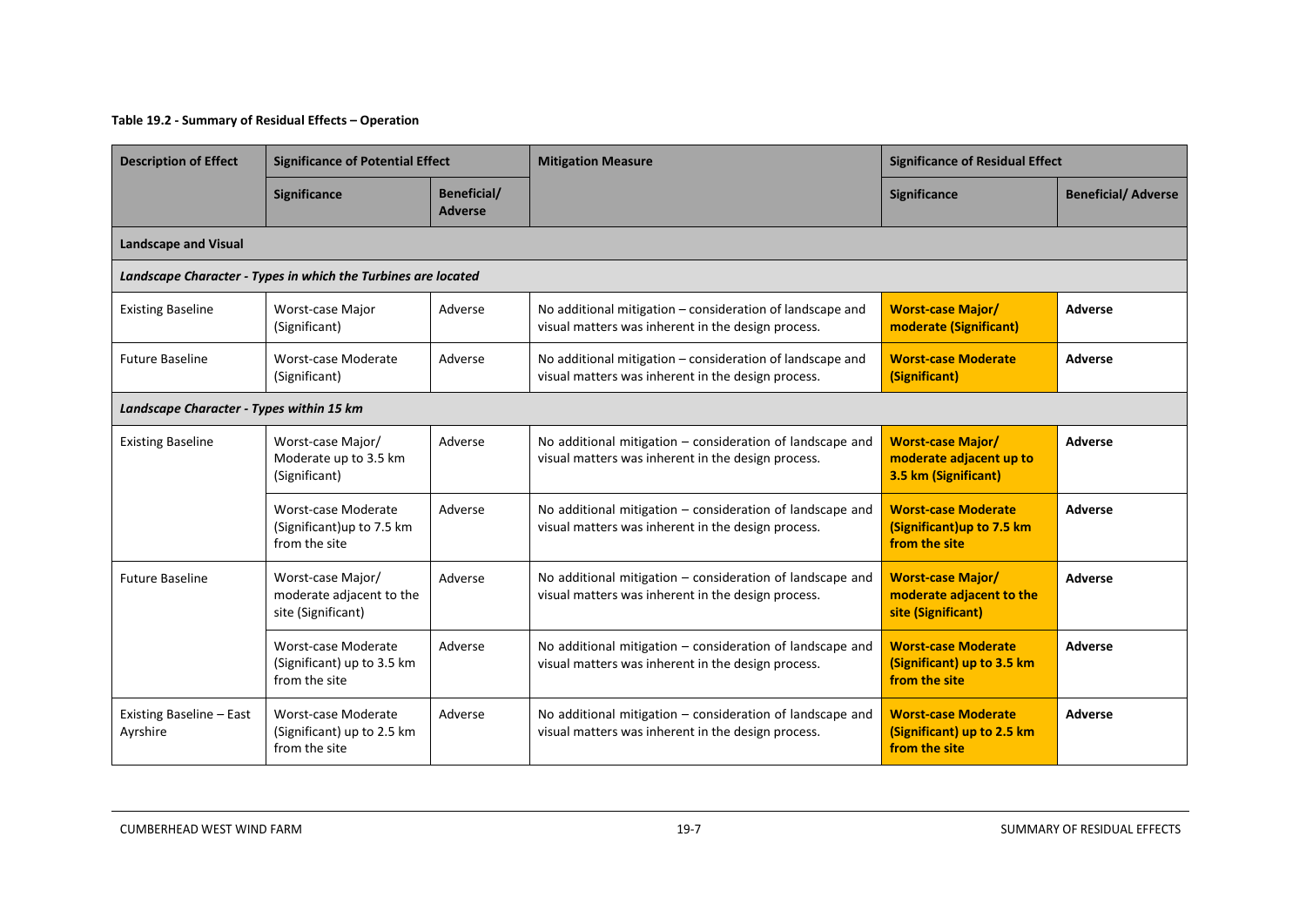**Table 19.2 - Summary of Residual Effects – Operation**

| Description of Effect | Significance of Potential Effect | | Mitigation Measure | Significance of Residual Effect | |
|---|---|---|---|---|---|
| | Significance | Beneficial/ Adverse | | Significance | Beneficial/ Adverse |
| **Landscape and Visual** | | | | | |
| ***Landscape Character - Types in which the Turbines are located*** | | | | | |
| Existing Baseline | Worst-case Major (Significant) | Adverse | No additional mitigation – consideration of landscape and visual matters was inherent in the design process. | **Worst-case Major/ moderate (Significant)** | **Adverse** |
| Future Baseline | Worst-case Moderate (Significant) | Adverse | No additional mitigation – consideration of landscape and visual matters was inherent in the design process. | **Worst-case Moderate (Significant)** | **Adverse** |
| ***Landscape Character - Types within 15 km*** | | | | | |
| Existing Baseline | Worst-case Major/ Moderate up to 3.5 km (Significant) | Adverse | No additional mitigation – consideration of landscape and visual matters was inherent in the design process. | **Worst-case Major/ moderate adjacent up to 3.5 km (Significant)** | **Adverse** |
| | Worst-case Moderate (Significant)up to 7.5 km from the site | Adverse | No additional mitigation – consideration of landscape and visual matters was inherent in the design process. | **Worst-case Moderate (Significant)up to 7.5 km from the site** | **Adverse** |
| Future Baseline | Worst-case Major/ moderate adjacent to the site (Significant) | Adverse | No additional mitigation – consideration of landscape and visual matters was inherent in the design process. | **Worst-case Major/ moderate adjacent to the site (Significant)** | **Adverse** |
| | Worst-case Moderate (Significant) up to 3.5 km from the site | Adverse | No additional mitigation – consideration of landscape and visual matters was inherent in the design process. | **Worst-case Moderate (Significant) up to 3.5 km from the site** | **Adverse** |
| Existing Baseline – East Ayrshire | Worst-case Moderate (Significant) up to 2.5 km from the site | Adverse | No additional mitigation – consideration of landscape and visual matters was inherent in the design process. | **Worst-case Moderate (Significant) up to 2.5 km from the site** | **Adverse** |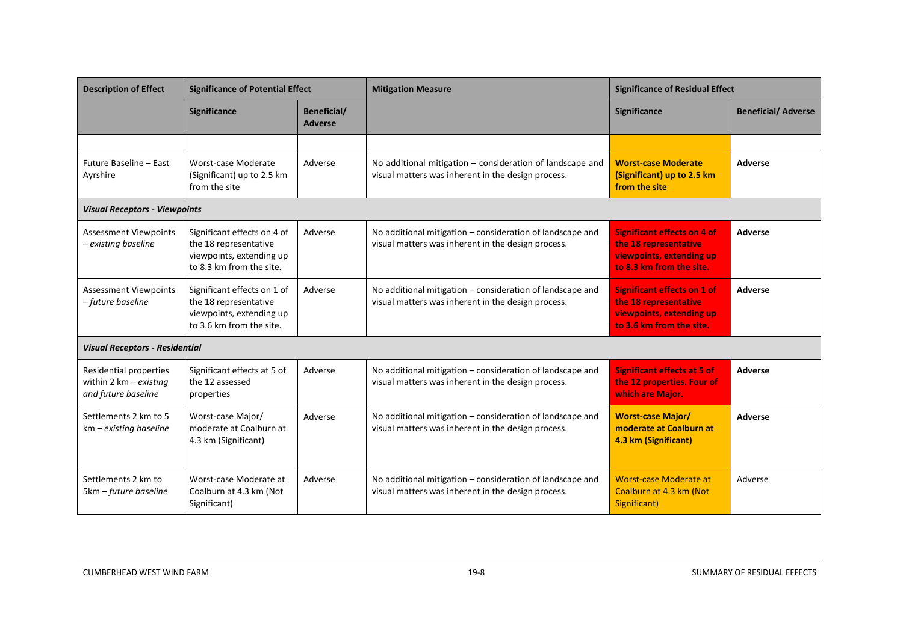| Description of Effect | Significance of Potential Effect | | Mitigation Measure | Significance of Residual Effect | |
|---|---|---|---|---|---|
| | Significance | Beneficial/ Adverse | | Significance | Beneficial/ Adverse |
| | | | | | |
| Future Baseline – East Ayrshire | Worst-case Moderate (Significant) up to 2.5 km from the site | Adverse | No additional mitigation – consideration of landscape and visual matters was inherent in the design process. | **Worst-case Moderate (Significant) up to 2.5 km from the site** | **Adverse** |
| ***Visual Receptors - Viewpoints*** | | | | | |
| Assessment Viewpoints – *existing baseline* | Significant effects on 4 of the 18 representative viewpoints, extending up to 8.3 km from the site. | Adverse | No additional mitigation – consideration of landscape and visual matters was inherent in the design process. | **Significant effects on 4 of the 18 representative viewpoints, extending up to 8.3 km from the site.** | **Adverse** |
| Assessment Viewpoints – *future baseline* | Significant effects on 1 of the 18 representative viewpoints, extending up to 3.6 km from the site. | Adverse | No additional mitigation – consideration of landscape and visual matters was inherent in the design process. | **Significant effects on 1 of the 18 representative viewpoints, extending up to 3.6 km from the site.** | **Adverse** |
| ***Visual Receptors - Residential*** | | | | | |
| Residential properties within 2 km – *existing and future baseline* | Significant effects at 5 of the 12 assessed properties | Adverse | No additional mitigation – consideration of landscape and visual matters was inherent in the design process. | **Significant effects at 5 of the 12 properties. Four of which are Major.** | **Adverse** |
| Settlements 2 km to 5 km – *existing baseline* | Worst-case Major/ moderate at Coalburn at 4.3 km (Significant) | Adverse | No additional mitigation – consideration of landscape and visual matters was inherent in the design process. | **Worst-case Major/ moderate at Coalburn at 4.3 km (Significant)** | **Adverse** |
| Settlements 2 km to 5km – *future baseline* | Worst-case Moderate at Coalburn at 4.3 km (Not Significant) | Adverse | No additional mitigation – consideration of landscape and visual matters was inherent in the design process. | Worst-case Moderate at Coalburn at 4.3 km (Not Significant) | Adverse |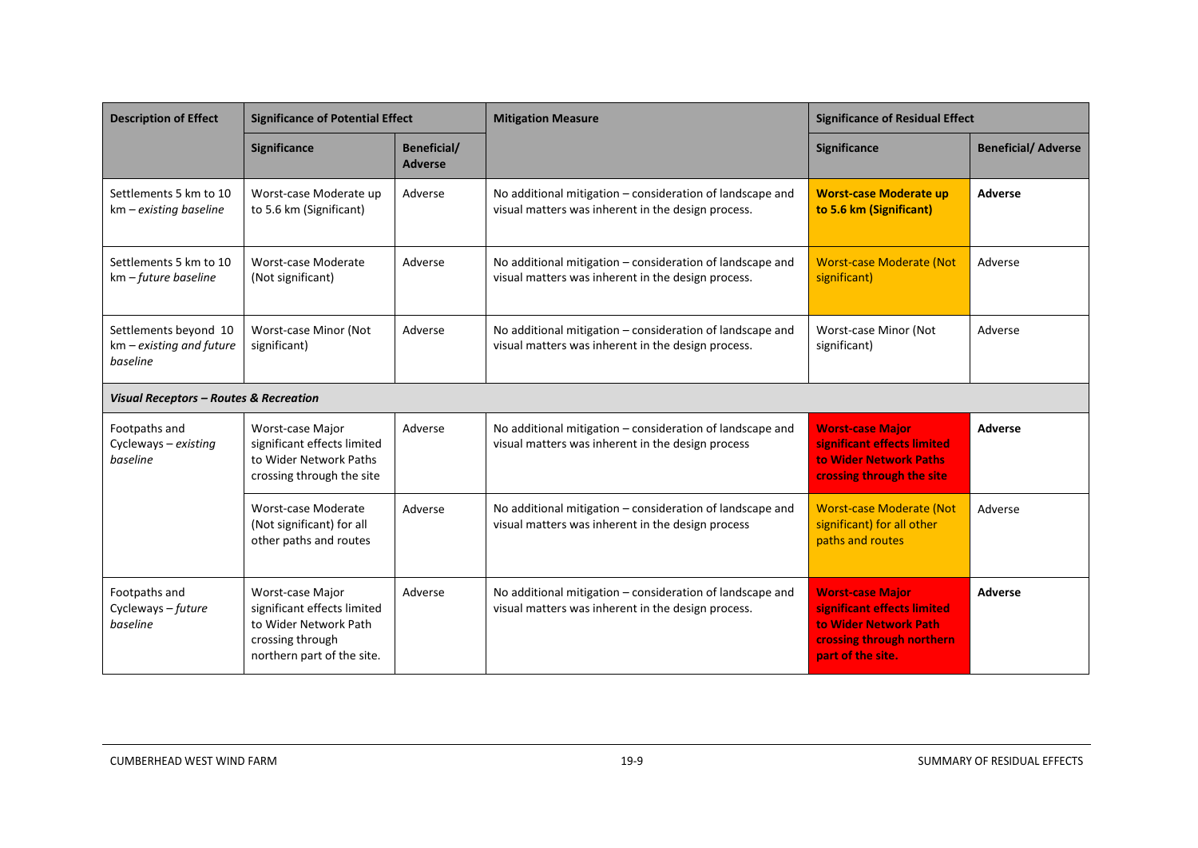| Description of Effect | Significance of Potential Effect | | Mitigation Measure | Significance of Residual Effect | |
|---|---|---|---|---|---|
| | Significance | Beneficial/ Adverse | | Significance | Beneficial/ Adverse |
| Settlements 5 km to 10 km – *existing baseline* | Worst-case Moderate up to 5.6 km (Significant) | Adverse | No additional mitigation – consideration of landscape and visual matters was inherent in the design process. | **Worst-case Moderate up to 5.6 km (Significant)** | **Adverse** |
| Settlements 5 km to 10 km – *future baseline* | Worst-case Moderate (Not significant) | Adverse | No additional mitigation – consideration of landscape and visual matters was inherent in the design process. | Worst-case Moderate (Not significant) | Adverse |
| Settlements beyond 10 km – *existing and future baseline* | Worst-case Minor (Not significant) | Adverse | No additional mitigation – consideration of landscape and visual matters was inherent in the design process. | Worst-case Minor (Not significant) | Adverse |
| ***Visual Receptors – Routes & Recreation*** | | | | | |
| Footpaths and Cycleways – *existing baseline* | Worst-case Major significant effects limited to Wider Network Paths crossing through the site | Adverse | No additional mitigation – consideration of landscape and visual matters was inherent in the design process | **Worst-case Major significant effects limited to Wider Network Paths crossing through the site** | **Adverse** |
| | Worst-case Moderate (Not significant) for all other paths and routes | Adverse | No additional mitigation – consideration of landscape and visual matters was inherent in the design process | Worst-case Moderate (Not significant) for all other paths and routes | Adverse |
| Footpaths and Cycleways – *future baseline* | Worst-case Major significant effects limited to Wider Network Path crossing through northern part of the site. | Adverse | No additional mitigation – consideration of landscape and visual matters was inherent in the design process. | **Worst-case Major significant effects limited to Wider Network Path crossing through northern part of the site.** | **Adverse** |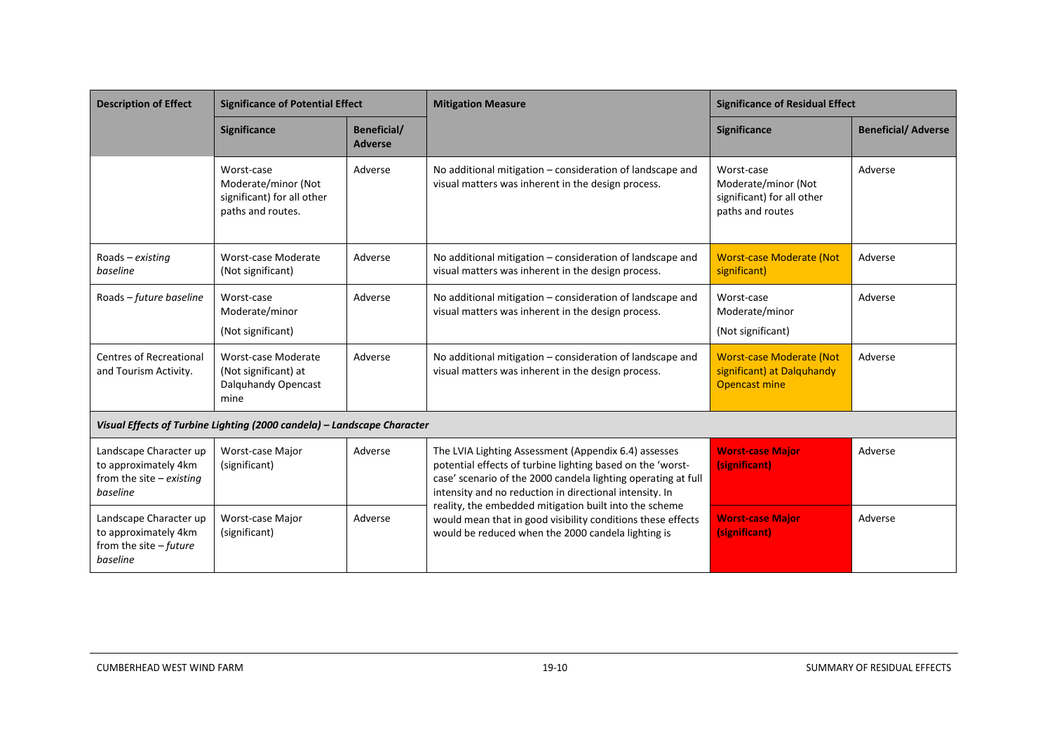| Description of Effect | Significance of Potential Effect | | Mitigation Measure | Significance of Residual Effect | |
|---|---|---|---|---|---|
| | **Significance** | **Beneficial/ Adverse** | | **Significance** | **Beneficial/ Adverse** |
| | Worst-case Moderate/minor (Not significant) for all other paths and routes. | Adverse | No additional mitigation – consideration of landscape and visual matters was inherent in the design process. | Worst-case Moderate/minor (Not significant) for all other paths and routes | Adverse |
| Roads – *existing baseline* | Worst-case Moderate (Not significant) | Adverse | No additional mitigation – consideration of landscape and visual matters was inherent in the design process. | Worst-case Moderate (Not significant) | Adverse |
| Roads – *future baseline* | Worst-case Moderate/minor (Not significant) | Adverse | No additional mitigation – consideration of landscape and visual matters was inherent in the design process. | Worst-case Moderate/minor (Not significant) | Adverse |
| Centres of Recreational and Tourism Activity. | Worst-case Moderate (Not significant) at Dalquhandy Opencast mine | Adverse | No additional mitigation – consideration of landscape and visual matters was inherent in the design process. | Worst-case Moderate (Not significant) at Dalquhandy Opencast mine | Adverse |
| ***Visual Effects of Turbine Lighting (2000 candela) – Landscape Character*** | | | | | |
| Landscape Character up to approximately 4km from the site – *existing baseline* | Worst-case Major (significant) | Adverse | The LVIA Lighting Assessment (Appendix 6.4) assesses potential effects of turbine lighting based on the 'worst-case' scenario of the 2000 candela lighting operating at full intensity and no reduction in directional intensity. In reality, the embedded mitigation built into the scheme would mean that in good visibility conditions these effects would be reduced when the 2000 candela lighting is | **Worst-case Major (significant)** | Adverse |
| Landscape Character up to approximately 4km from the site – *future baseline* | Worst-case Major (significant) | Adverse | | **Worst-case Major (significant)** | Adverse |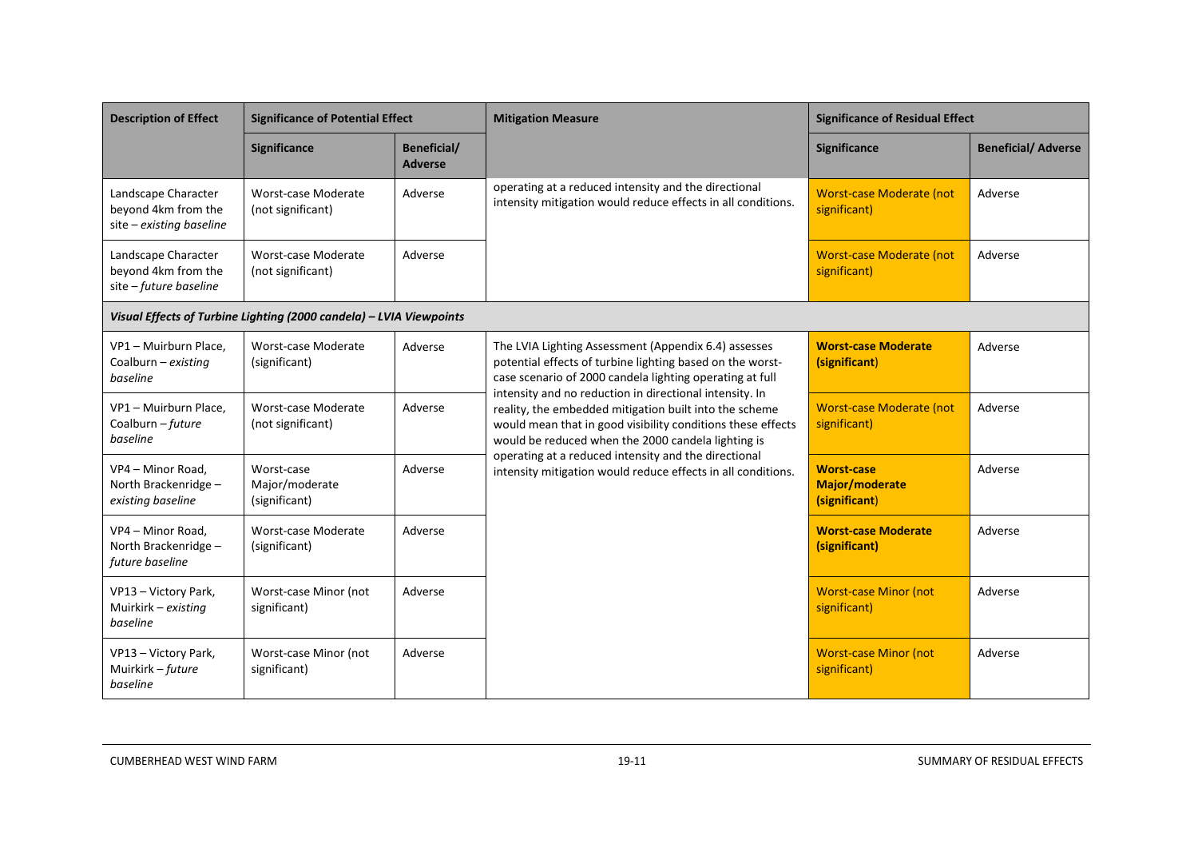| Description of Effect | Significance of Potential Effect | | Mitigation Measure | Significance of Residual Effect | |
|---|---|---|---|---|---|
| | Significance | Beneficial/ Adverse | | Significance | Beneficial/ Adverse |
| Landscape Character beyond 4km from the site – *existing baseline* | Worst-case Moderate (not significant) | Adverse | operating at a reduced intensity and the directional intensity mitigation would reduce effects in all conditions. | Worst-case Moderate (not significant) | Adverse |
| Landscape Character beyond 4km from the site – *future baseline* | Worst-case Moderate (not significant) | Adverse | | Worst-case Moderate (not significant) | Adverse |
| ***Visual Effects of Turbine Lighting (2000 candela) – LVIA Viewpoints*** | | | | | |
| VP1 – Muirburn Place, Coalburn – *existing baseline* | Worst-case Moderate (significant) | Adverse | The LVIA Lighting Assessment (Appendix 6.4) assesses potential effects of turbine lighting based on the worst-case scenario of 2000 candela lighting operating at full intensity and no reduction in directional intensity. In reality, the embedded mitigation built into the scheme would mean that in good visibility conditions these effects would be reduced when the 2000 candela lighting is operating at a reduced intensity and the directional intensity mitigation would reduce effects in all conditions. | **Worst-case Moderate (significant)** | Adverse |
| VP1 – Muirburn Place, Coalburn – *future baseline* | Worst-case Moderate (not significant) | Adverse | | Worst-case Moderate (not significant) | Adverse |
| VP4 – Minor Road, North Brackenridge – *existing baseline* | Worst-case Major/moderate (significant) | Adverse | | **Worst-case Major/moderate (significant)** | Adverse |
| VP4 – Minor Road, North Brackenridge – *future baseline* | Worst-case Moderate (significant) | Adverse | | **Worst-case Moderate (significant)** | Adverse |
| VP13 – Victory Park, Muirkirk – *existing baseline* | Worst-case Minor (not significant) | Adverse | | Worst-case Minor (not significant) | Adverse |
| VP13 – Victory Park, Muirkirk – *future baseline* | Worst-case Minor (not significant) | Adverse | | Worst-case Minor (not significant) | Adverse |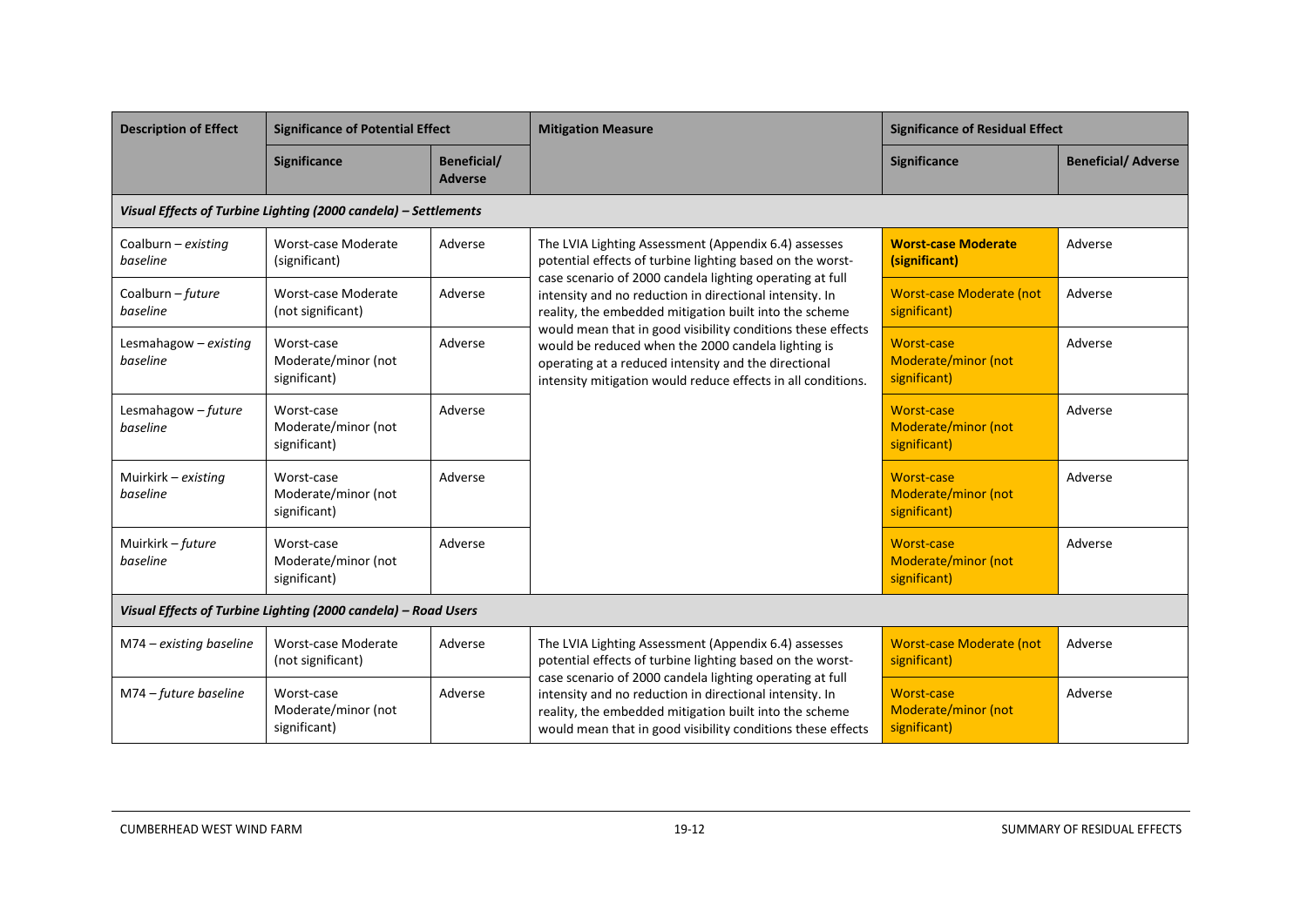| Description of Effect | Significance of Potential Effect | | Mitigation Measure | Significance of Residual Effect | |
|---|---|---|---|---|---|
| | Significance | Beneficial/ Adverse | | Significance | Beneficial/ Adverse |
| ***Visual Effects of Turbine Lighting (2000 candela) – Settlements*** | | | | | |
| Coalburn – *existing baseline* | Worst-case Moderate (significant) | Adverse | The LVIA Lighting Assessment (Appendix 6.4) assesses potential effects of turbine lighting based on the worst-case scenario of 2000 candela lighting operating at full intensity and no reduction in directional intensity. In reality, the embedded mitigation built into the scheme would mean that in good visibility conditions these effects would be reduced when the 2000 candela lighting is operating at a reduced intensity and the directional intensity mitigation would reduce effects in all conditions. | **Worst-case Moderate (significant)** | Adverse |
| Coalburn – *future baseline* | Worst-case Moderate (not significant) | Adverse | | Worst-case Moderate (not significant) | Adverse |
| Lesmahagow – *existing baseline* | Worst-case Moderate/minor (not significant) | Adverse | | Worst-case Moderate/minor (not significant) | Adverse |
| Lesmahagow – *future baseline* | Worst-case Moderate/minor (not significant) | Adverse | | Worst-case Moderate/minor (not significant) | Adverse |
| Muirkirk – *existing baseline* | Worst-case Moderate/minor (not significant) | Adverse | | Worst-case Moderate/minor (not significant) | Adverse |
| Muirkirk – *future baseline* | Worst-case Moderate/minor (not significant) | Adverse | | Worst-case Moderate/minor (not significant) | Adverse |
| ***Visual Effects of Turbine Lighting (2000 candela) – Road Users*** | | | | | |
| M74 – *existing baseline* | Worst-case Moderate (not significant) | Adverse | The LVIA Lighting Assessment (Appendix 6.4) assesses potential effects of turbine lighting based on the worst-case scenario of 2000 candela lighting operating at full intensity and no reduction in directional intensity. In reality, the embedded mitigation built into the scheme would mean that in good visibility conditions these effects | Worst-case Moderate (not significant) | Adverse |
| M74 – *future baseline* | Worst-case Moderate/minor (not significant) | Adverse | | Worst-case Moderate/minor (not significant) | Adverse |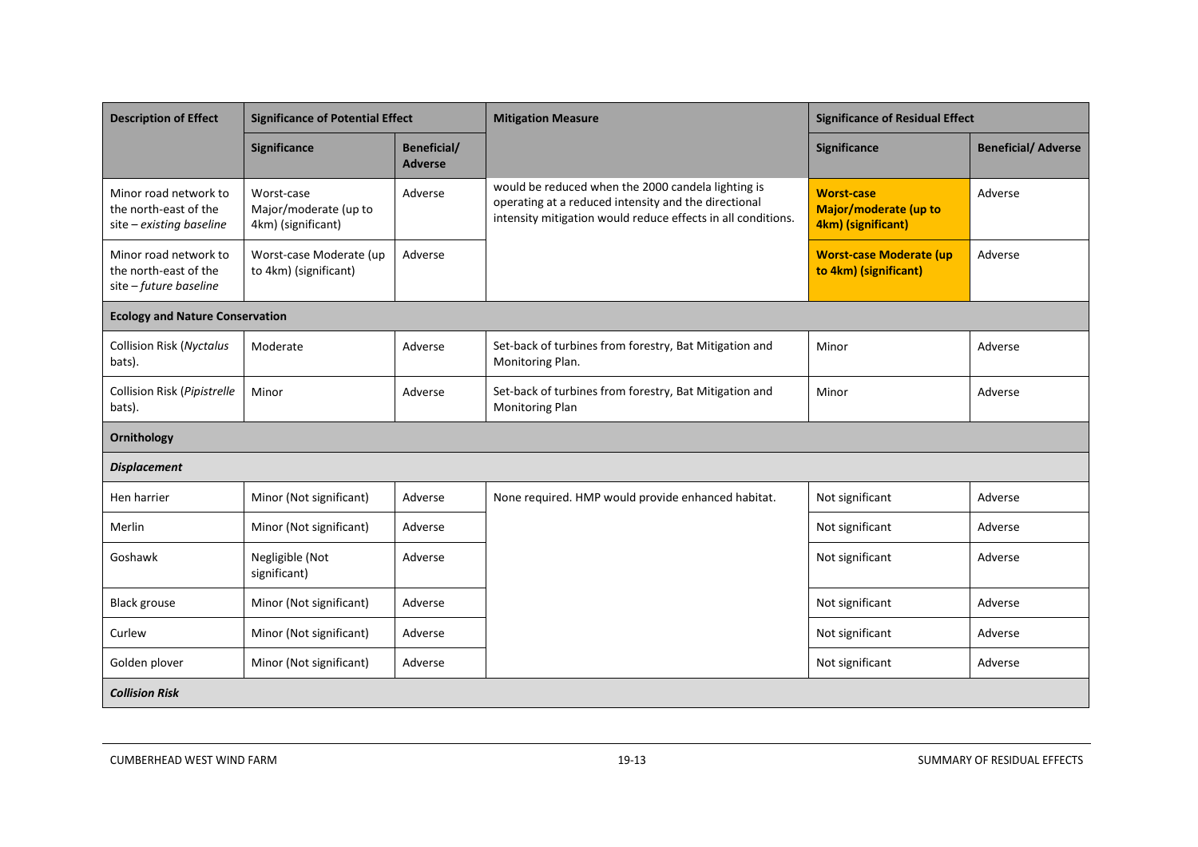| Description of Effect | Significance of Potential Effect | | Mitigation Measure | Significance of Residual Effect | |
|---|---|---|---|---|---|
| | Significance | Beneficial/ Adverse | | Significance | Beneficial/ Adverse |
| Minor road network to the north-east of the site – *existing baseline* | Worst-case Major/moderate (up to 4km) (significant) | Adverse | would be reduced when the 2000 candela lighting is operating at a reduced intensity and the directional intensity mitigation would reduce effects in all conditions. | **Worst-case Major/moderate (up to 4km) (significant)** | Adverse |
| Minor road network to the north-east of the site – *future baseline* | Worst-case Moderate (up to 4km) (significant) | Adverse | | **Worst-case Moderate (up to 4km) (significant)** | Adverse |
| **Ecology and Nature Conservation** | | | | | |
| Collision Risk (*Nyctalus* bats). | Moderate | Adverse | Set-back of turbines from forestry, Bat Mitigation and Monitoring Plan. | Minor | Adverse |
| Collision Risk (*Pipistrelle* bats). | Minor | Adverse | Set-back of turbines from forestry, Bat Mitigation and Monitoring Plan | Minor | Adverse |
| **Ornithology** | | | | | |
| ***Displacement*** | | | | | |
| Hen harrier | Minor (Not significant) | Adverse | None required. HMP would provide enhanced habitat. | Not significant | Adverse |
| Merlin | Minor (Not significant) | Adverse | | Not significant | Adverse |
| Goshawk | Negligible (Not significant) | Adverse | | Not significant | Adverse |
| Black grouse | Minor (Not significant) | Adverse | | Not significant | Adverse |
| Curlew | Minor (Not significant) | Adverse | | Not significant | Adverse |
| Golden plover | Minor (Not significant) | Adverse | | Not significant | Adverse |
| ***Collision Risk*** | | | | | |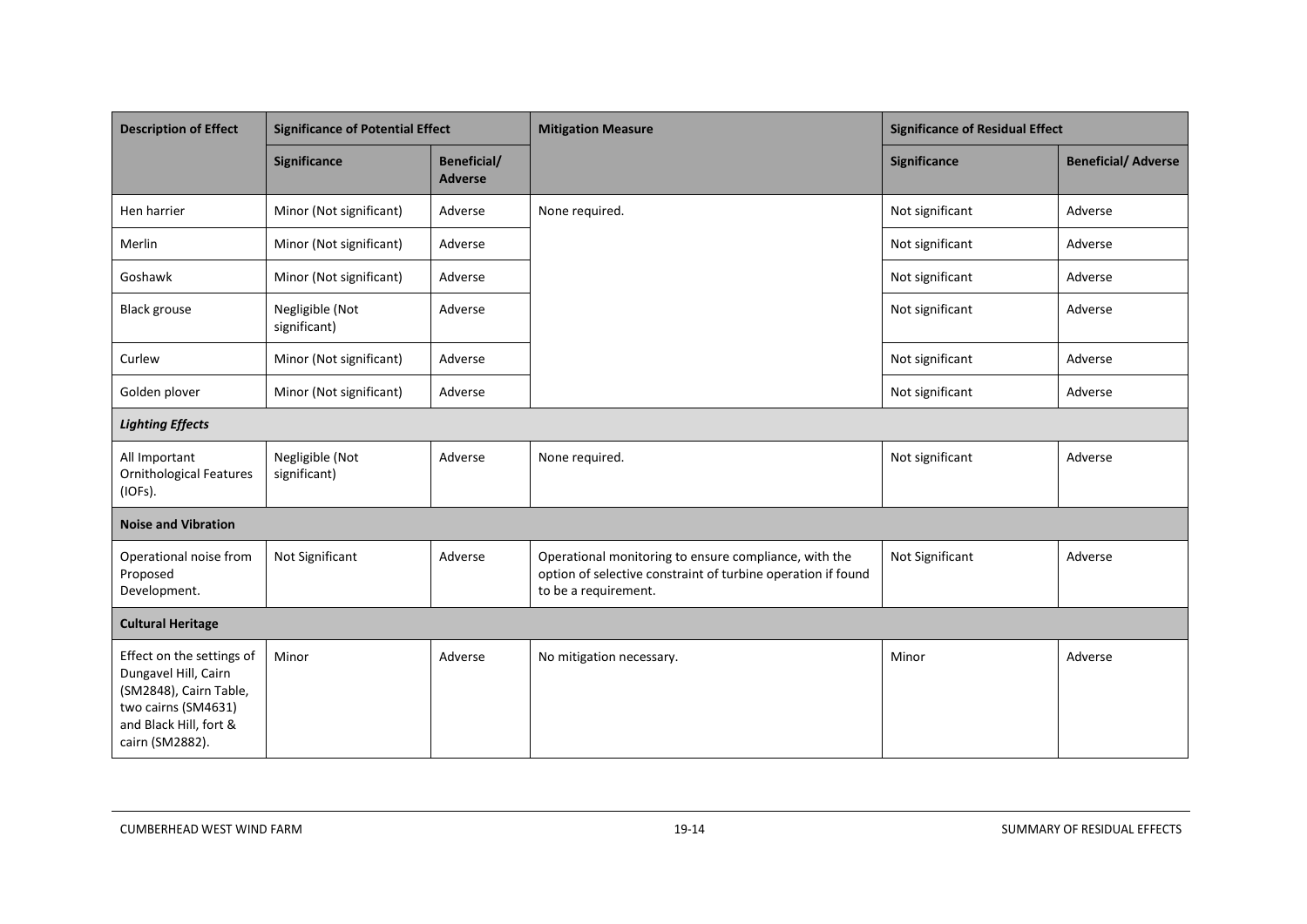| Description of Effect | Significance of Potential Effect | | Mitigation Measure | Significance of Residual Effect | |
|---|---|---|---|---|---|
| | Significance | Beneficial/ Adverse | | Significance | Beneficial/ Adverse |
| Hen harrier | Minor (Not significant) | Adverse | None required. | Not significant | Adverse |
| Merlin | Minor (Not significant) | Adverse | | Not significant | Adverse |
| Goshawk | Minor (Not significant) | Adverse | | Not significant | Adverse |
| Black grouse | Negligible (Not significant) | Adverse | | Not significant | Adverse |
| Curlew | Minor (Not significant) | Adverse | | Not significant | Adverse |
| Golden plover | Minor (Not significant) | Adverse | | Not significant | Adverse |
| ***Lighting Effects*** | | | | | |
| All Important Ornithological Features (IOFs). | Negligible (Not significant) | Adverse | None required. | Not significant | Adverse |
| **Noise and Vibration** | | | | | |
| Operational noise from Proposed Development. | Not Significant | Adverse | Operational monitoring to ensure compliance, with the option of selective constraint of turbine operation if found to be a requirement. | Not Significant | Adverse |
| **Cultural Heritage** | | | | | |
| Effect on the settings of Dungavel Hill, Cairn (SM2848), Cairn Table, two cairns (SM4631) and Black Hill, fort & cairn (SM2882). | Minor | Adverse | No mitigation necessary. | Minor | Adverse |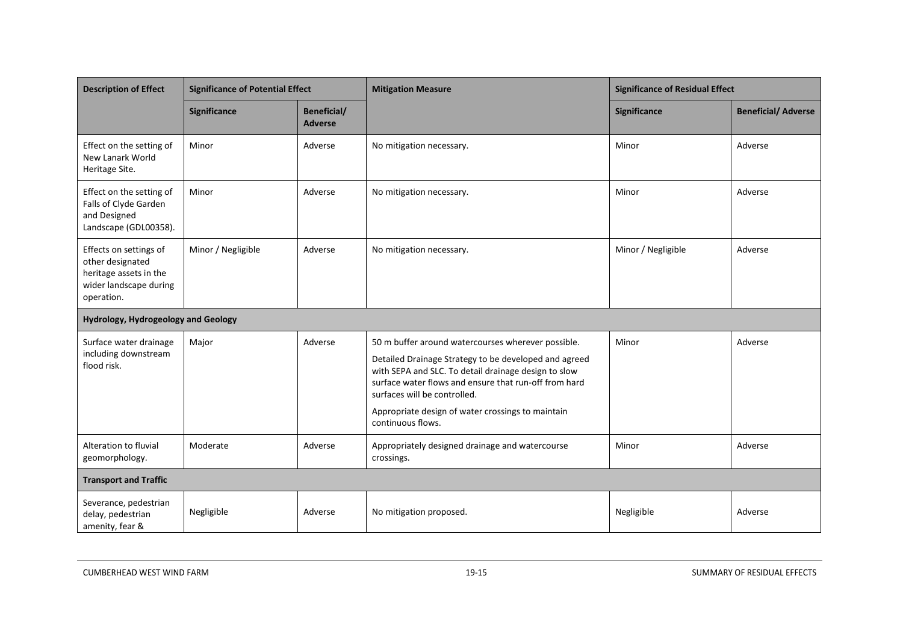| Description of Effect | Significance of Potential Effect | | Mitigation Measure | Significance of Residual Effect | |
|---|---|---|---|---|---|
| | Significance | Beneficial/ Adverse | | Significance | Beneficial/ Adverse |
| Effect on the setting of New Lanark World Heritage Site. | Minor | Adverse | No mitigation necessary. | Minor | Adverse |
| Effect on the setting of Falls of Clyde Garden and Designed Landscape (GDL00358). | Minor | Adverse | No mitigation necessary. | Minor | Adverse |
| Effects on settings of other designated heritage assets in the wider landscape during operation. | Minor / Negligible | Adverse | No mitigation necessary. | Minor / Negligible | Adverse |
| **Hydrology, Hydrogeology and Geology** | | | | | |
| Surface water drainage including downstream flood risk. | Major | Adverse | 50 m buffer around watercourses wherever possible.<br><br>Detailed Drainage Strategy to be developed and agreed with SEPA and SLC. To detail drainage design to slow surface water flows and ensure that run-off from hard surfaces will be controlled.<br><br>Appropriate design of water crossings to maintain continuous flows. | Minor | Adverse |
| Alteration to fluvial geomorphology. | Moderate | Adverse | Appropriately designed drainage and watercourse crossings. | Minor | Adverse |
| **Transport and Traffic** | | | | | |
| Severance, pedestrian delay, pedestrian amenity, fear & | Negligible | Adverse | No mitigation proposed. | Negligible | Adverse |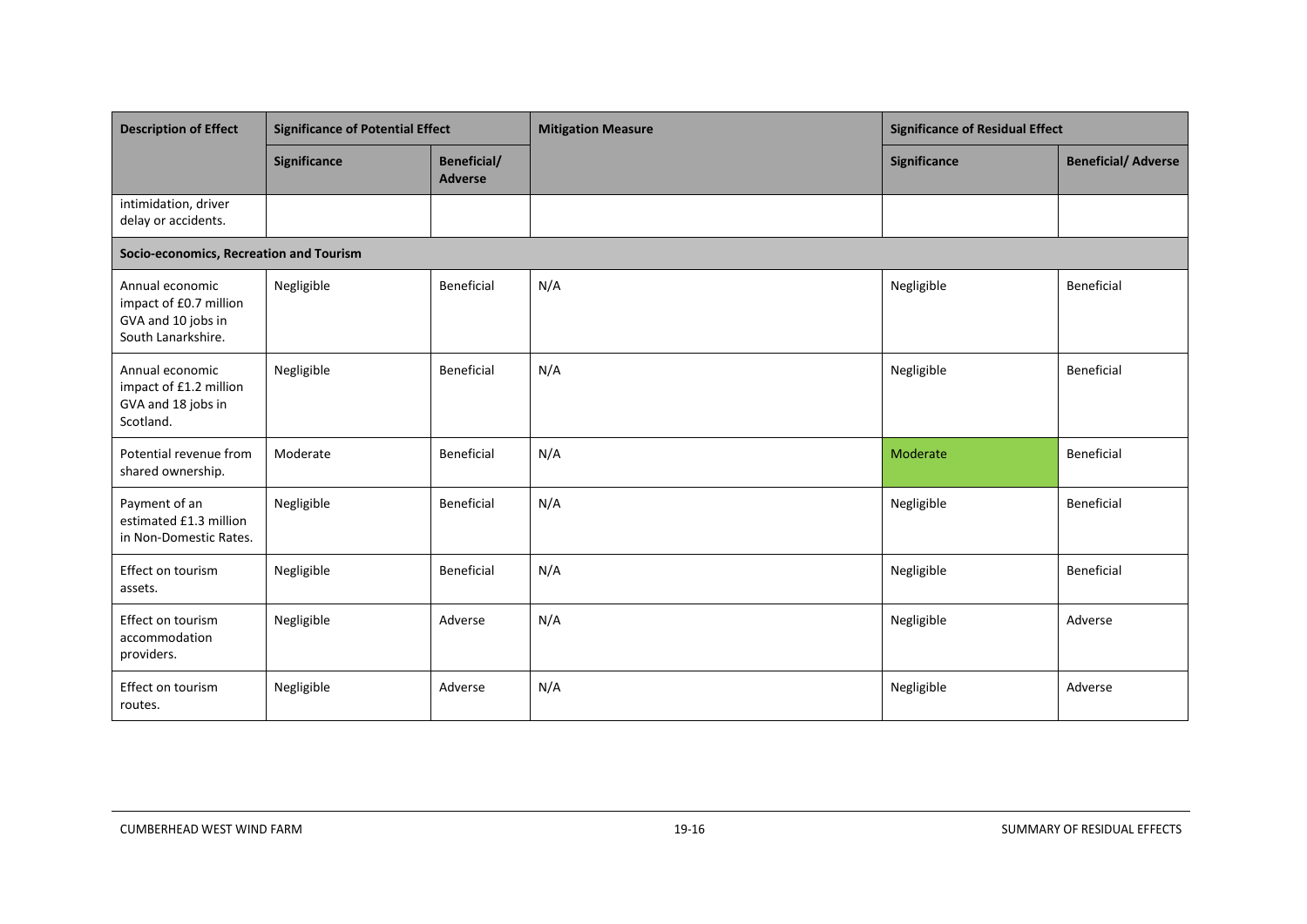| Description of Effect | Significance of Potential Effect | | Mitigation Measure | Significance of Residual Effect | |
|---|---|---|---|---|---|
| | Significance | Beneficial/ Adverse | | Significance | Beneficial/ Adverse |
| intimidation, driver delay or accidents. | | | | | |
| **Socio-economics, Recreation and Tourism** | | | | | |
| Annual economic impact of £0.7 million GVA and 10 jobs in South Lanarkshire. | Negligible | Beneficial | N/A | Negligible | Beneficial |
| Annual economic impact of £1.2 million GVA and 18 jobs in Scotland. | Negligible | Beneficial | N/A | Negligible | Beneficial |
| Potential revenue from shared ownership. | Moderate | Beneficial | N/A | Moderate | Beneficial |
| Payment of an estimated £1.3 million in Non-Domestic Rates. | Negligible | Beneficial | N/A | Negligible | Beneficial |
| Effect on tourism assets. | Negligible | Beneficial | N/A | Negligible | Beneficial |
| Effect on tourism accommodation providers. | Negligible | Adverse | N/A | Negligible | Adverse |
| Effect on tourism routes. | Negligible | Adverse | N/A | Negligible | Adverse |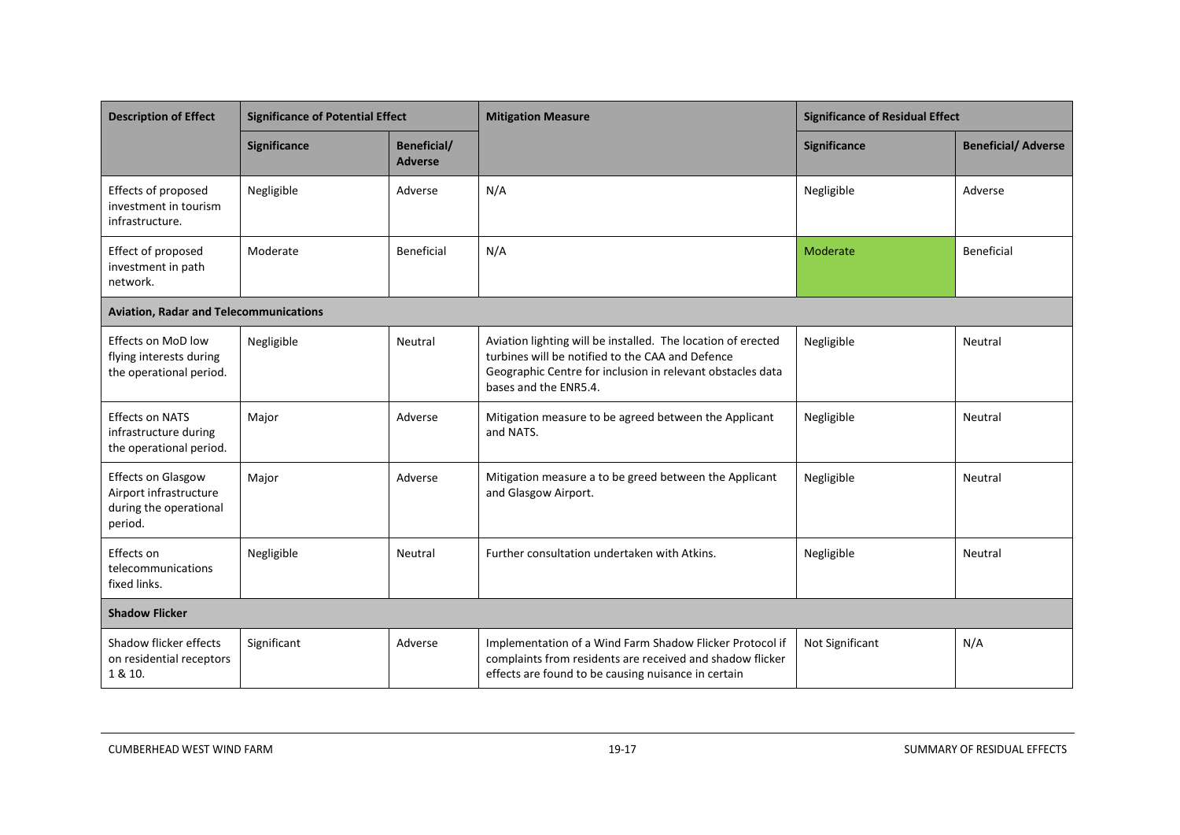| Description of Effect | Significance of Potential Effect | | Mitigation Measure | Significance of Residual Effect | |
|---|---|---|---|---|---|
| | **Significance** | **Beneficial/ Adverse** | | **Significance** | **Beneficial/ Adverse** |
| Effects of proposed investment in tourism infrastructure. | Negligible | Adverse | N/A | Negligible | Adverse |
| Effect of proposed investment in path network. | Moderate | Beneficial | N/A | Moderate | Beneficial |
| **Aviation, Radar and Telecommunications** | | | | | |
| Effects on MoD low flying interests during the operational period. | Negligible | Neutral | Aviation lighting will be installed. The location of erected turbines will be notified to the CAA and Defence Geographic Centre for inclusion in relevant obstacles data bases and the ENR5.4. | Negligible | Neutral |
| Effects on NATS infrastructure during the operational period. | Major | Adverse | Mitigation measure to be agreed between the Applicant and NATS. | Negligible | Neutral |
| Effects on Glasgow Airport infrastructure during the operational period. | Major | Adverse | Mitigation measure a to be greed between the Applicant and Glasgow Airport. | Negligible | Neutral |
| Effects on telecommunications fixed links. | Negligible | Neutral | Further consultation undertaken with Atkins. | Negligible | Neutral |
| **Shadow Flicker** | | | | | |
| Shadow flicker effects on residential receptors 1 & 10. | Significant | Adverse | Implementation of a Wind Farm Shadow Flicker Protocol if complaints from residents are received and shadow flicker effects are found to be causing nuisance in certain | Not Significant | N/A |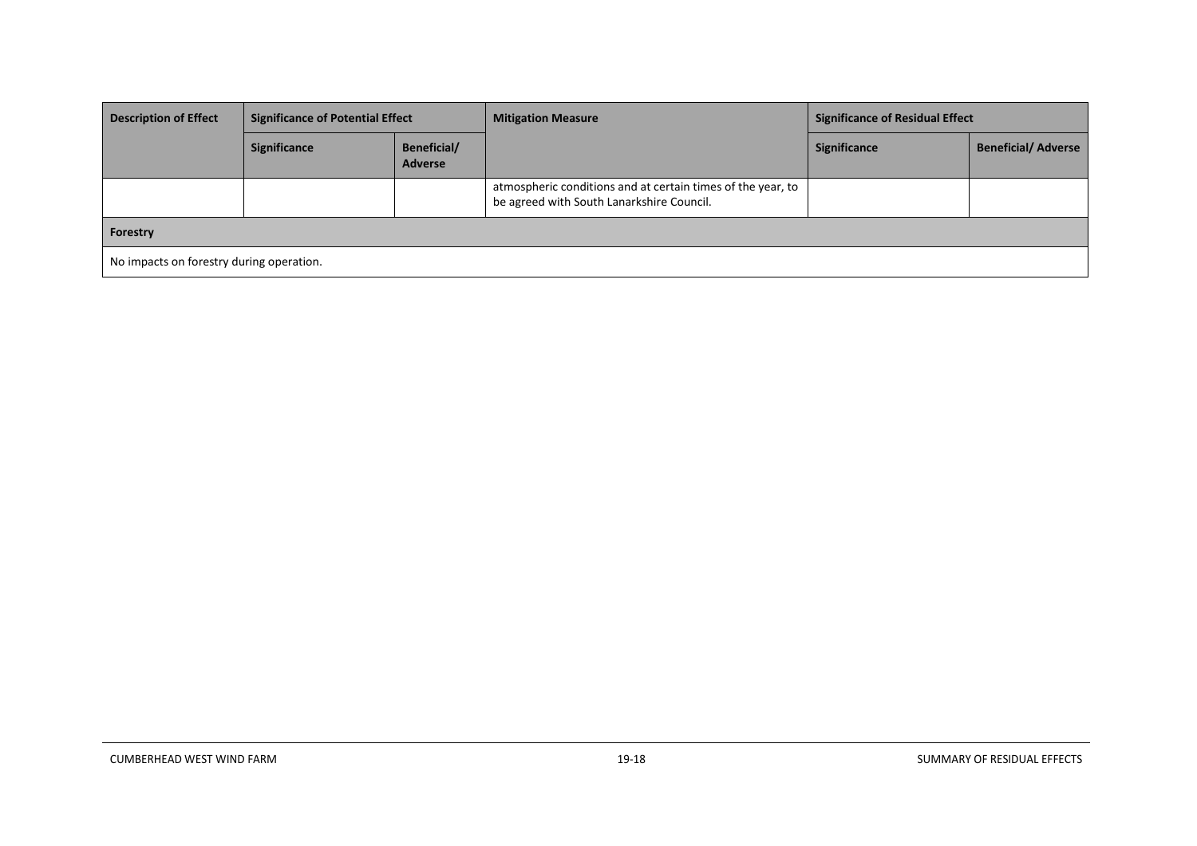| Description of Effect | Significance of Potential Effect | | Mitigation Measure | Significance of Residual Effect | |
|---|---|---|---|---|---|
| | Significance | Beneficial/ Adverse | | Significance | Beneficial/ Adverse |
| | | | atmospheric conditions and at certain times of the year, to be agreed with South Lanarkshire Council. | | |
| **Forestry** | | | | | |
| No impacts on forestry during operation. | | | | | |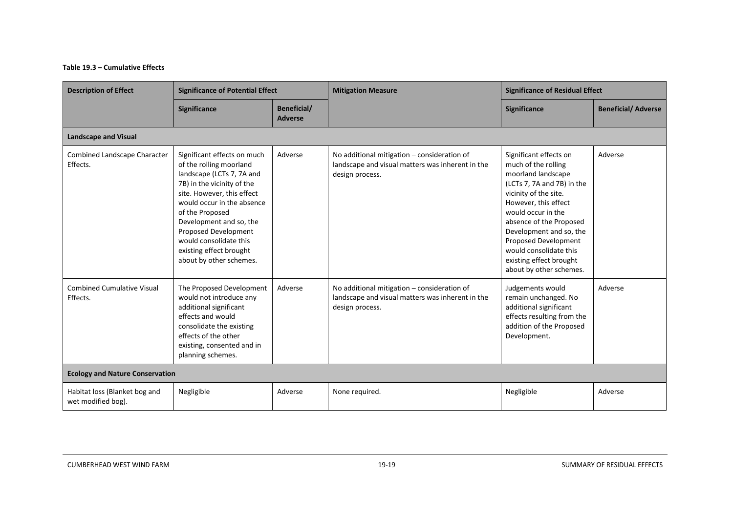**Table 19.3 – Cumulative Effects**

| Description of Effect | Significance of Potential Effect | | Mitigation Measure | Significance of Residual Effect | |
|---|---|---|---|---|---|
| | Significance | Beneficial/ Adverse | | Significance | Beneficial/ Adverse |
| **Landscape and Visual** | | | | | |
| Combined Landscape Character Effects. | Significant effects on much of the rolling moorland landscape (LCTs 7, 7A and 7B) in the vicinity of the site. However, this effect would occur in the absence of the Proposed Development and so, the Proposed Development would consolidate this existing effect brought about by other schemes. | Adverse | No additional mitigation – consideration of landscape and visual matters was inherent in the design process. | Significant effects on much of the rolling moorland landscape (LCTs 7, 7A and 7B) in the vicinity of the site. However, this effect would occur in the absence of the Proposed Development and so, the Proposed Development would consolidate this existing effect brought about by other schemes. | Adverse |
| Combined Cumulative Visual Effects. | The Proposed Development would not introduce any additional significant effects and would consolidate the existing effects of the other existing, consented and in planning schemes. | Adverse | No additional mitigation – consideration of landscape and visual matters was inherent in the design process. | Judgements would remain unchanged. No additional significant effects resulting from the addition of the Proposed Development. | Adverse |
| **Ecology and Nature Conservation** | | | | | |
| Habitat loss (Blanket bog and wet modified bog). | Negligible | Adverse | None required. | Negligible | Adverse |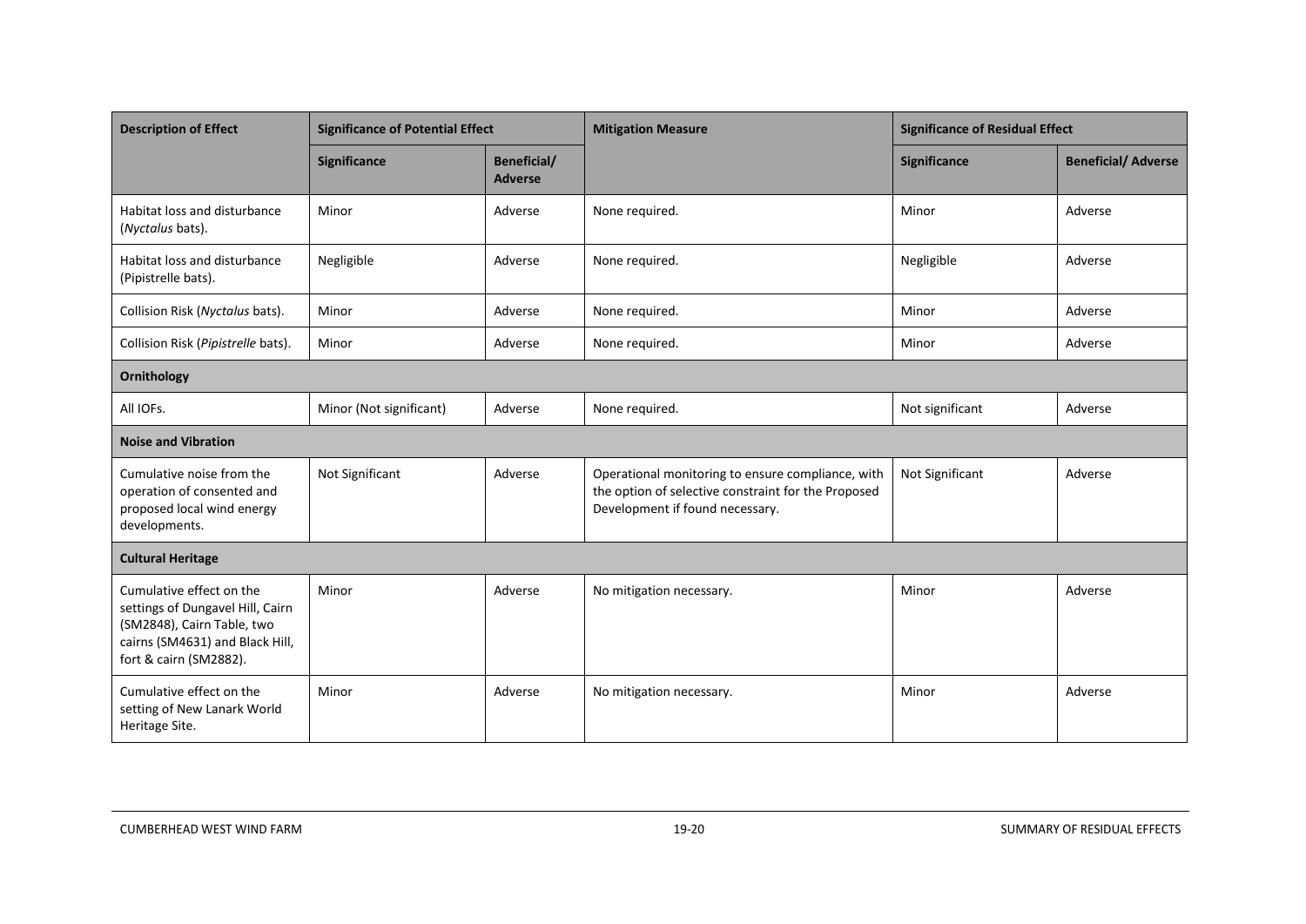| Description of Effect | Significance of Potential Effect | | Mitigation Measure | Significance of Residual Effect | |
|---|---|---|---|---|---|
| | Significance | Beneficial/ Adverse | | Significance | Beneficial/ Adverse |
| Habitat loss and disturbance (*Nyctalus* bats). | Minor | Adverse | None required. | Minor | Adverse |
| Habitat loss and disturbance (Pipistrelle bats). | Negligible | Adverse | None required. | Negligible | Adverse |
| Collision Risk (*Nyctalus* bats). | Minor | Adverse | None required. | Minor | Adverse |
| Collision Risk (*Pipistrelle* bats). | Minor | Adverse | None required. | Minor | Adverse |
| **Ornithology** | | | | | |
| All IOFs. | Minor (Not significant) | Adverse | None required. | Not significant | Adverse |
| **Noise and Vibration** | | | | | |
| Cumulative noise from the operation of consented and proposed local wind energy developments. | Not Significant | Adverse | Operational monitoring to ensure compliance, with the option of selective constraint for the Proposed Development if found necessary. | Not Significant | Adverse |
| **Cultural Heritage** | | | | | |
| Cumulative effect on the settings of Dungavel Hill, Cairn (SM2848), Cairn Table, two cairns (SM4631) and Black Hill, fort & cairn (SM2882). | Minor | Adverse | No mitigation necessary. | Minor | Adverse |
| Cumulative effect on the setting of New Lanark World Heritage Site. | Minor | Adverse | No mitigation necessary. | Minor | Adverse |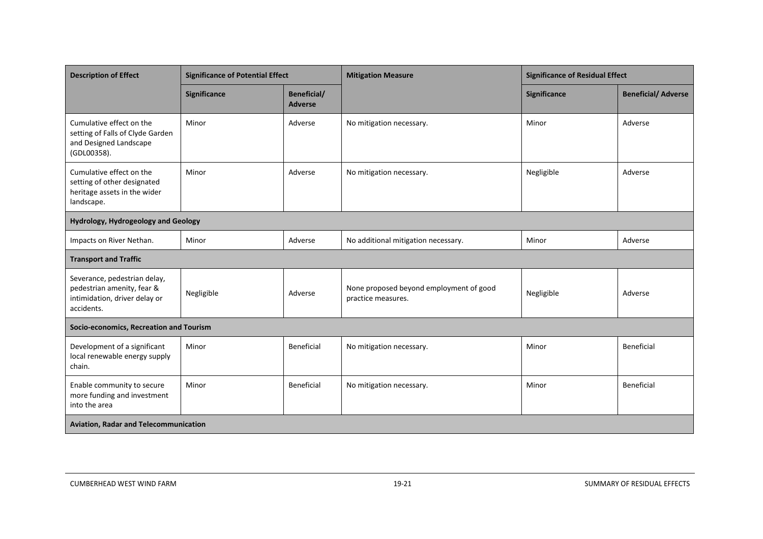| Description of Effect | Significance of Potential Effect | | Mitigation Measure | Significance of Residual Effect | |
|---|---|---|---|---|---|
| | Significance | Beneficial/ Adverse | | Significance | Beneficial/ Adverse |
| Cumulative effect on the setting of Falls of Clyde Garden and Designed Landscape (GDL00358). | Minor | Adverse | No mitigation necessary. | Minor | Adverse |
| Cumulative effect on the setting of other designated heritage assets in the wider landscape. | Minor | Adverse | No mitigation necessary. | Negligible | Adverse |
| **Hydrology, Hydrogeology and Geology** | | | | | |
| Impacts on River Nethan. | Minor | Adverse | No additional mitigation necessary. | Minor | Adverse |
| **Transport and Traffic** | | | | | |
| Severance, pedestrian delay, pedestrian amenity, fear & intimidation, driver delay or accidents. | Negligible | Adverse | None proposed beyond employment of good practice measures. | Negligible | Adverse |
| **Socio-economics, Recreation and Tourism** | | | | | |
| Development of a significant local renewable energy supply chain. | Minor | Beneficial | No mitigation necessary. | Minor | Beneficial |
| Enable community to secure more funding and investment into the area | Minor | Beneficial | No mitigation necessary. | Minor | Beneficial |
| **Aviation, Radar and Telecommunication** | | | | | |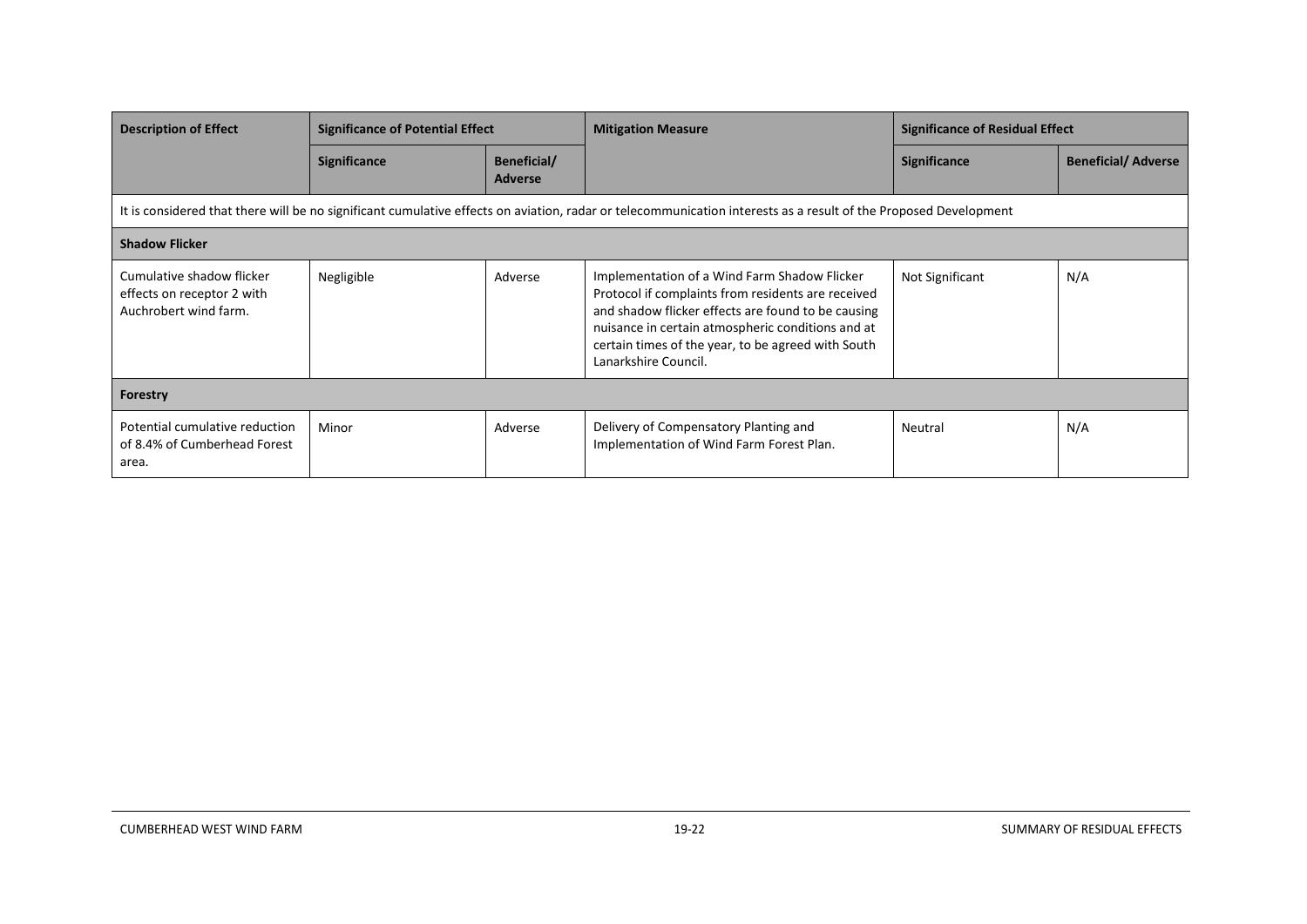| Description of Effect | Significance of Potential Effect | | Mitigation Measure | Significance of Residual Effect | |
|---|---|---|---|---|---|
| | Significance | Beneficial/ Adverse | | Significance | Beneficial/ Adverse |
| It is considered that there will be no significant cumulative effects on aviation, radar or telecommunication interests as a result of the Proposed Development | | | | | |
| **Shadow Flicker** | | | | | |
| Cumulative shadow flicker effects on receptor 2 with Auchrobert wind farm. | Negligible | Adverse | Implementation of a Wind Farm Shadow Flicker Protocol if complaints from residents are received and shadow flicker effects are found to be causing nuisance in certain atmospheric conditions and at certain times of the year, to be agreed with South Lanarkshire Council. | Not Significant | N/A |
| **Forestry** | | | | | |
| Potential cumulative reduction of 8.4% of Cumberhead Forest area. | Minor | Adverse | Delivery of Compensatory Planting and Implementation of Wind Farm Forest Plan. | Neutral | N/A |